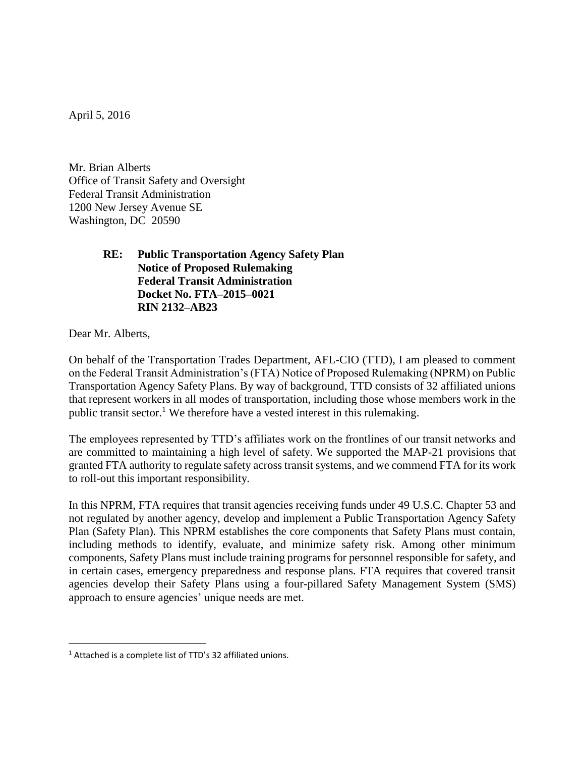April 5, 2016

Mr. Brian Alberts
Office of Transit Safety and Oversight
Federal Transit Administration
1200 New Jersey Avenue SE
Washington, DC 20590

**RE: Public Transportation Agency Safety Plan**
**Notice of Proposed Rulemaking**
**Federal Transit Administration**
**Docket No. FTA–2015–0021**
**RIN 2132–AB23**

Dear Mr. Alberts,

On behalf of the Transportation Trades Department, AFL-CIO (TTD), I am pleased to comment on the Federal Transit Administration's (FTA) Notice of Proposed Rulemaking (NPRM) on Public Transportation Agency Safety Plans. By way of background, TTD consists of 32 affiliated unions that represent workers in all modes of transportation, including those whose members work in the public transit sector.[1] We therefore have a vested interest in this rulemaking.

The employees represented by TTD's affiliates work on the frontlines of our transit networks and are committed to maintaining a high level of safety. We supported the MAP-21 provisions that granted FTA authority to regulate safety across transit systems, and we commend FTA for its work to roll-out this important responsibility.

In this NPRM, FTA requires that transit agencies receiving funds under 49 U.S.C. Chapter 53 and not regulated by another agency, develop and implement a Public Transportation Agency Safety Plan (Safety Plan). This NPRM establishes the core components that Safety Plans must contain, including methods to identify, evaluate, and minimize safety risk. Among other minimum components, Safety Plans must include training programs for personnel responsible for safety, and in certain cases, emergency preparedness and response plans. FTA requires that covered transit agencies develop their Safety Plans using a four-pillared Safety Management System (SMS) approach to ensure agencies' unique needs are met.

[1] Attached is a complete list of TTD's 32 affiliated unions.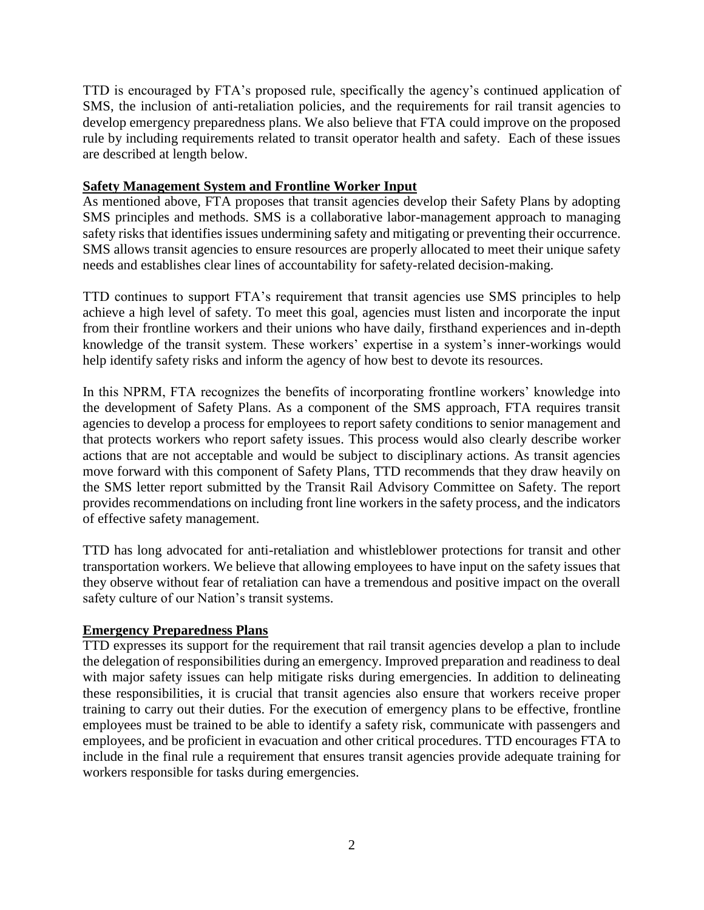TTD is encouraged by FTA's proposed rule, specifically the agency's continued application of SMS, the inclusion of anti-retaliation policies, and the requirements for rail transit agencies to develop emergency preparedness plans. We also believe that FTA could improve on the proposed rule by including requirements related to transit operator health and safety. Each of these issues are described at length below.

## Safety Management System and Frontline Worker Input

As mentioned above, FTA proposes that transit agencies develop their Safety Plans by adopting SMS principles and methods. SMS is a collaborative labor-management approach to managing safety risks that identifies issues undermining safety and mitigating or preventing their occurrence. SMS allows transit agencies to ensure resources are properly allocated to meet their unique safety needs and establishes clear lines of accountability for safety-related decision-making.

TTD continues to support FTA's requirement that transit agencies use SMS principles to help achieve a high level of safety. To meet this goal, agencies must listen and incorporate the input from their frontline workers and their unions who have daily, firsthand experiences and in-depth knowledge of the transit system. These workers' expertise in a system's inner-workings would help identify safety risks and inform the agency of how best to devote its resources.

In this NPRM, FTA recognizes the benefits of incorporating frontline workers' knowledge into the development of Safety Plans. As a component of the SMS approach, FTA requires transit agencies to develop a process for employees to report safety conditions to senior management and that protects workers who report safety issues. This process would also clearly describe worker actions that are not acceptable and would be subject to disciplinary actions. As transit agencies move forward with this component of Safety Plans, TTD recommends that they draw heavily on the SMS letter report submitted by the Transit Rail Advisory Committee on Safety. The report provides recommendations on including front line workers in the safety process, and the indicators of effective safety management.

TTD has long advocated for anti-retaliation and whistleblower protections for transit and other transportation workers. We believe that allowing employees to have input on the safety issues that they observe without fear of retaliation can have a tremendous and positive impact on the overall safety culture of our Nation's transit systems.

## Emergency Preparedness Plans

TTD expresses its support for the requirement that rail transit agencies develop a plan to include the delegation of responsibilities during an emergency. Improved preparation and readiness to deal with major safety issues can help mitigate risks during emergencies. In addition to delineating these responsibilities, it is crucial that transit agencies also ensure that workers receive proper training to carry out their duties. For the execution of emergency plans to be effective, frontline employees must be trained to be able to identify a safety risk, communicate with passengers and employees, and be proficient in evacuation and other critical procedures. TTD encourages FTA to include in the final rule a requirement that ensures transit agencies provide adequate training for workers responsible for tasks during emergencies.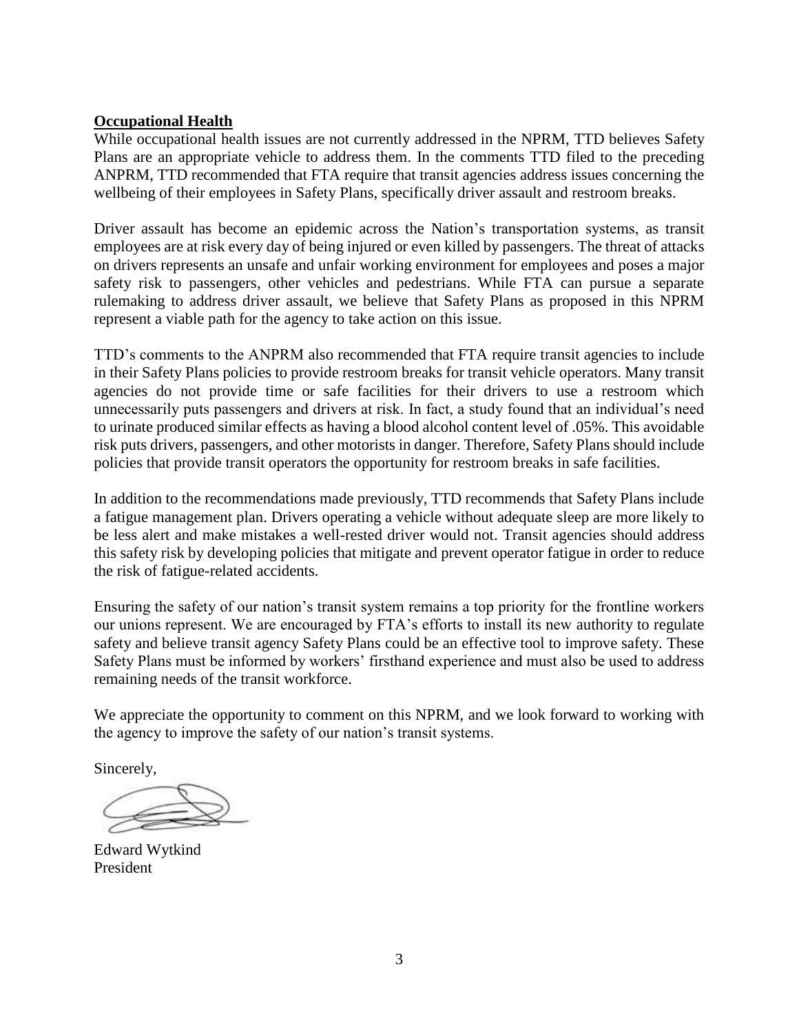**Occupational Health**

While occupational health issues are not currently addressed in the NPRM, TTD believes Safety Plans are an appropriate vehicle to address them. In the comments TTD filed to the preceding ANPRM, TTD recommended that FTA require that transit agencies address issues concerning the wellbeing of their employees in Safety Plans, specifically driver assault and restroom breaks.

Driver assault has become an epidemic across the Nation's transportation systems, as transit employees are at risk every day of being injured or even killed by passengers. The threat of attacks on drivers represents an unsafe and unfair working environment for employees and poses a major safety risk to passengers, other vehicles and pedestrians. While FTA can pursue a separate rulemaking to address driver assault, we believe that Safety Plans as proposed in this NPRM represent a viable path for the agency to take action on this issue.

TTD's comments to the ANPRM also recommended that FTA require transit agencies to include in their Safety Plans policies to provide restroom breaks for transit vehicle operators. Many transit agencies do not provide time or safe facilities for their drivers to use a restroom which unnecessarily puts passengers and drivers at risk. In fact, a study found that an individual's need to urinate produced similar effects as having a blood alcohol content level of .05%. This avoidable risk puts drivers, passengers, and other motorists in danger. Therefore, Safety Plans should include policies that provide transit operators the opportunity for restroom breaks in safe facilities.

In addition to the recommendations made previously, TTD recommends that Safety Plans include a fatigue management plan. Drivers operating a vehicle without adequate sleep are more likely to be less alert and make mistakes a well-rested driver would not. Transit agencies should address this safety risk by developing policies that mitigate and prevent operator fatigue in order to reduce the risk of fatigue-related accidents.

Ensuring the safety of our nation's transit system remains a top priority for the frontline workers our unions represent. We are encouraged by FTA's efforts to install its new authority to regulate safety and believe transit agency Safety Plans could be an effective tool to improve safety. These Safety Plans must be informed by workers' firsthand experience and must also be used to address remaining needs of the transit workforce.

We appreciate the opportunity to comment on this NPRM, and we look forward to working with the agency to improve the safety of our nation's transit systems.

Sincerely,

Edward Wytkind
President